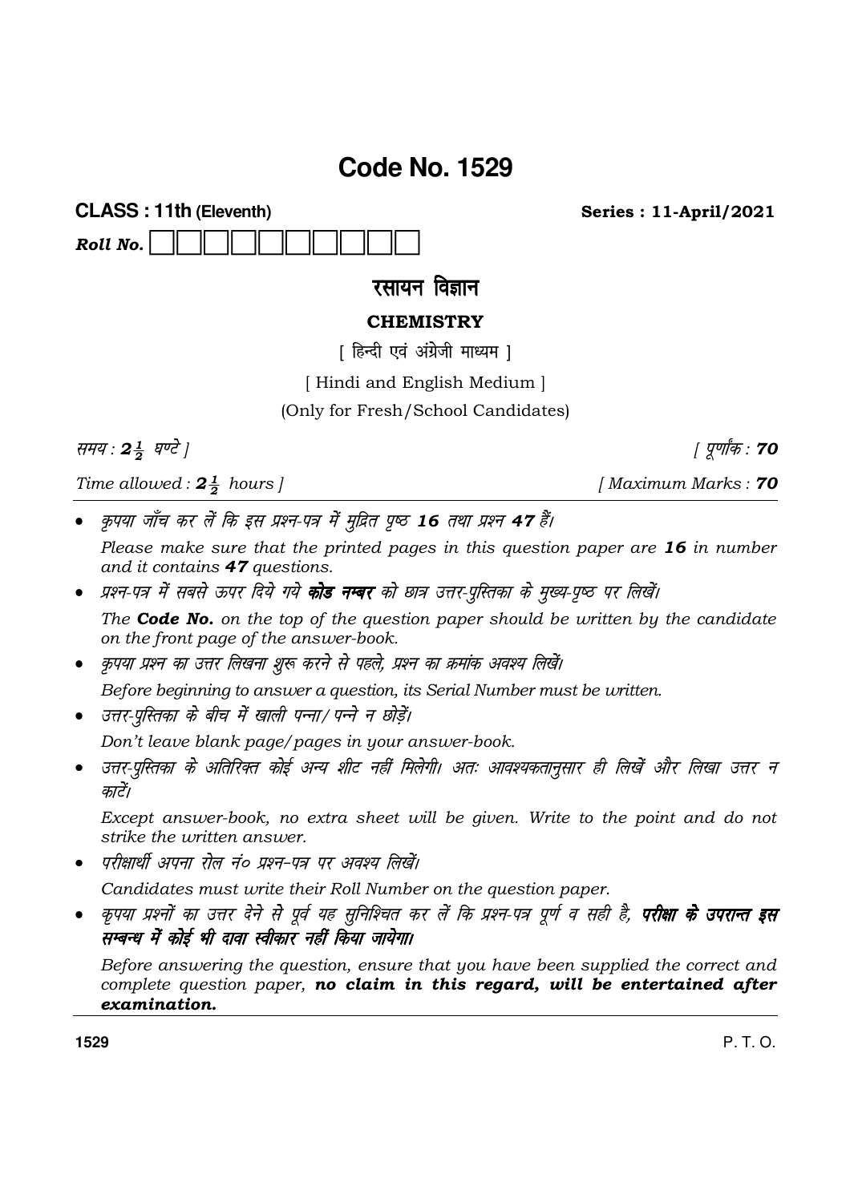# Code No. 1529

**CLASS : 11th (Eleventh)** **Series : 11-April/2021**

***Roll No.*** ☐☐☐☐☐☐☐☐☐☐

## रसायन विज्ञान

## CHEMISTRY

[ हिन्दी एवं अंग्रेजी माध्यम ]

[ Hindi and English Medium ]

(Only for Fresh/School Candidates)

*समय : $2\frac{1}{2}$ घण्टे ]* *[ पूर्णांक : **70***

*Time allowed : $2\frac{1}{2}$ hours ]* *[ Maximum Marks : **70***

- *कृपया जाँच कर लें कि इस प्रश्न-पत्र में मुद्रित पृष्ठ **16** तथा प्रश्न **47** हैं।*

  *Please make sure that the printed pages in this question paper are **16** in number and it contains **47** questions.*

- *प्रश्न-पत्र में सबसे ऊपर दिये गये **कोड नम्बर** को छात्र उत्तर-पुस्तिका के मुख्य-पृष्ठ पर लिखें।*

  *The **Code No.** on the top of the question paper should be written by the candidate on the front page of the answer-book.*

- *कृपया प्रश्न का उत्तर लिखना शुरू करने से पहले, प्रश्न का क्रमांक अवश्य लिखें।*

  *Before beginning to answer a question, its Serial Number must be written.*

- *उत्तर-पुस्तिका के बीच में खाली पन्ना/पन्ने न छोड़ें।*

  *Don't leave blank page/pages in your answer-book.*

- *उत्तर-पुस्तिका के अतिरिक्त कोई अन्य शीट नहीं मिलेगी। अतः आवश्यकतानुसार ही लिखें और लिखा उत्तर न काटें।*

  *Except answer-book, no extra sheet will be given. Write to the point and do not strike the written answer.*

- *परीक्षार्थी अपना रोल नं० प्रश्न-पत्र पर अवश्य लिखें।*

  *Candidates must write their Roll Number on the question paper.*

- *कृपया प्रश्नों का उत्तर देने से पूर्व यह सुनिश्चित कर लें कि प्रश्न-पत्र पूर्ण व सही है, **परीक्षा के उपरान्त इस सम्बन्ध में कोई भी दावा स्वीकार नहीं किया जायेगा।***

  *Before answering the question, ensure that you have been supplied the correct and complete question paper, **no claim in this regard, will be entertained after examination.***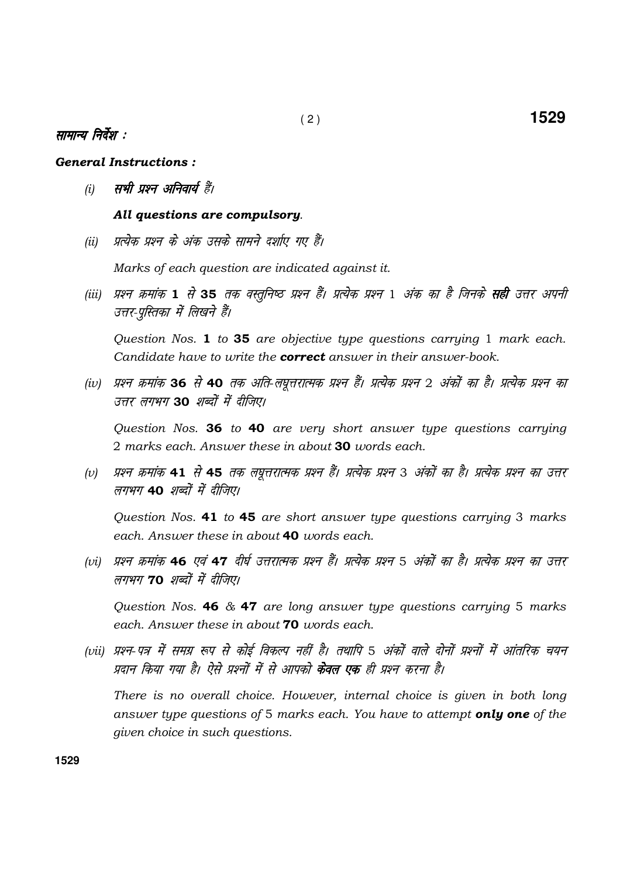## सामान्य निर्देश :

### *General Instructions :*

(i) ***सभी प्रश्न अनिवार्य हैं।***

***All questions are compulsory.***

(ii) *प्रत्येक प्रश्न के अंक उसके सामने दर्शाए गए हैं।*

*Marks of each question are indicated against it.*

(iii) *प्रश्न क्रमांक* **1** *से* **35** *तक वस्तुनिष्ठ प्रश्न हैं। प्रत्येक प्रश्न 1 अंक का है जिनके* ***सही*** *उत्तर अपनी उत्तर-पुस्तिका में लिखने हैं।*

*Question Nos.* **1** *to* **35** *are objective type questions carrying 1 mark each. Candidate have to write the* ***correct*** *answer in their answer-book.*

(iv) *प्रश्न क्रमांक* **36** *से* **40** *तक अति-लघूत्तरात्मक प्रश्न हैं। प्रत्येक प्रश्न 2 अंकों का है। प्रत्येक प्रश्न का उत्तर लगभग* **30** *शब्दों में दीजिए।*

*Question Nos.* **36** *to* **40** *are very short answer type questions carrying 2 marks each. Answer these in about* **30** *words each.*

(v) *प्रश्न क्रमांक* **41** *से* **45** *तक लघूत्तरात्मक प्रश्न हैं। प्रत्येक प्रश्न 3 अंकों का है। प्रत्येक प्रश्न का उत्तर लगभग* **40** *शब्दों में दीजिए।*

*Question Nos.* **41** *to* **45** *are short answer type questions carrying 3 marks each. Answer these in about* **40** *words each.*

(vi) *प्रश्न क्रमांक* **46** *एवं* **47** *दीर्घ उत्तरात्मक प्रश्न हैं। प्रत्येक प्रश्न 5 अंकों का है। प्रत्येक प्रश्न का उत्तर लगभग* **70** *शब्दों में दीजिए।*

*Question Nos.* **46** *&* **47** *are long answer type questions carrying 5 marks each. Answer these in about* **70** *words each.*

(vii) *प्रश्न-पत्र में समग्र रूप से कोई विकल्प नहीं है। तथापि 5 अंकों वाले दोनों प्रश्नों में आंतरिक चयन प्रदान किया गया है। ऐसे प्रश्नों में से आपको* ***केवल एक*** *ही प्रश्न करना है।*

*There is no overall choice. However, internal choice is given in both long answer type questions of 5 marks each. You have to attempt* ***only one*** *of the given choice in such questions.*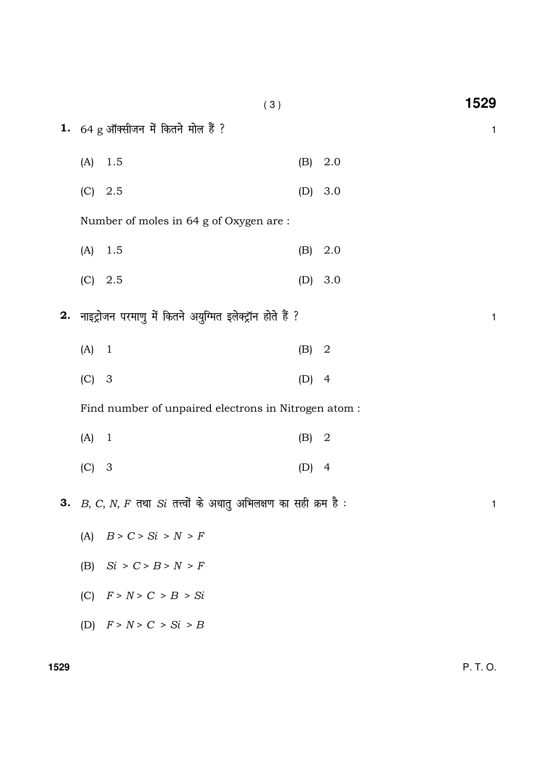**1.** 64 g ऑक्सीजन में कितने मोल हैं ? 1

(A) 1.5 (B) 2.0

(C) 2.5 (D) 3.0

Number of moles in 64 g of Oxygen are :

(A) 1.5 (B) 2.0

(C) 2.5 (D) 3.0

**2.** नाइट्रोजन परमाणु में कितने अयुग्मित इलेक्ट्रॉन होते हैं ? 1

(A) 1 (B) 2

(C) 3 (D) 4

Find number of unpaired electrons in Nitrogen atom :

(A) 1 (B) 2

(C) 3 (D) 4

**3.** *B*, *C*, *N*, *F* तथा *Si* तत्त्वों के अधातु अभिलक्षण का सही क्रम है : 1

(A) $B > C > Si > N > F$

(B) $Si > C > B > N > F$

(C) $F > N > C > B > Si$

(D) $F > N > C > Si > B$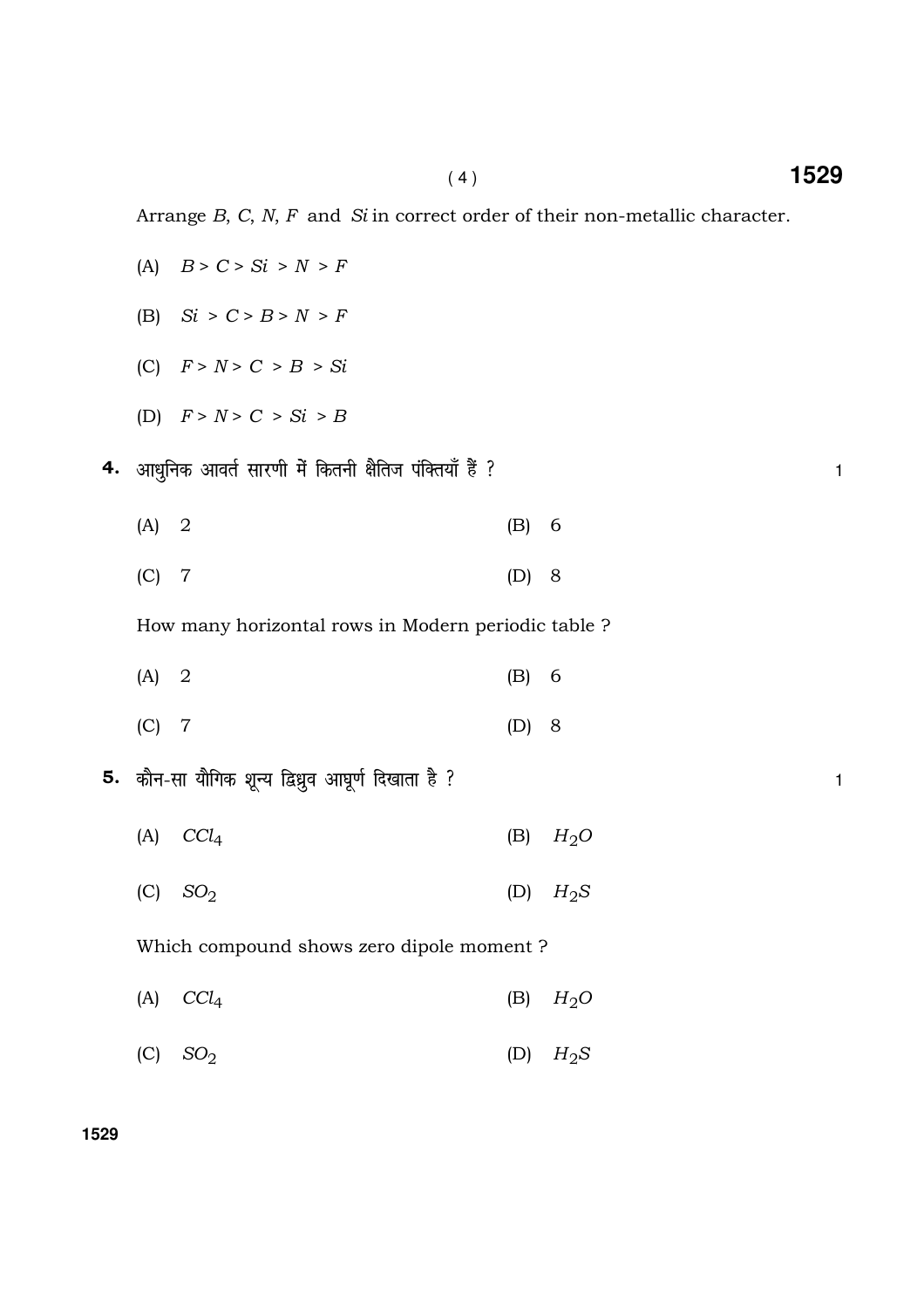Arrange $B$, $C$, $N$, $F$ and $Si$ in correct order of their non-metallic character.

(A) $B > C > Si > N > F$

(B) $Si > C > B > N > F$

(C) $F > N > C > B > Si$

(D) $F > N > C > Si > B$

**4.** आधुनिक आवर्त सारणी में कितनी क्षैतिज पंक्तियाँ हैं ? 1

(A) 2 (B) 6

(C) 7 (D) 8

How many horizontal rows in Modern periodic table ?

(A) 2 (B) 6

(C) 7 (D) 8

**5.** कौन-सा यौगिक शून्य द्विध्रुव आघूर्ण दिखाता है ? 1

(A) $CCl_4$ (B) $H_2O$

(C) $SO_2$ (D) $H_2S$

Which compound shows zero dipole moment ?

(A) $CCl_4$ (B) $H_2O$

(C) $SO_2$ (D) $H_2S$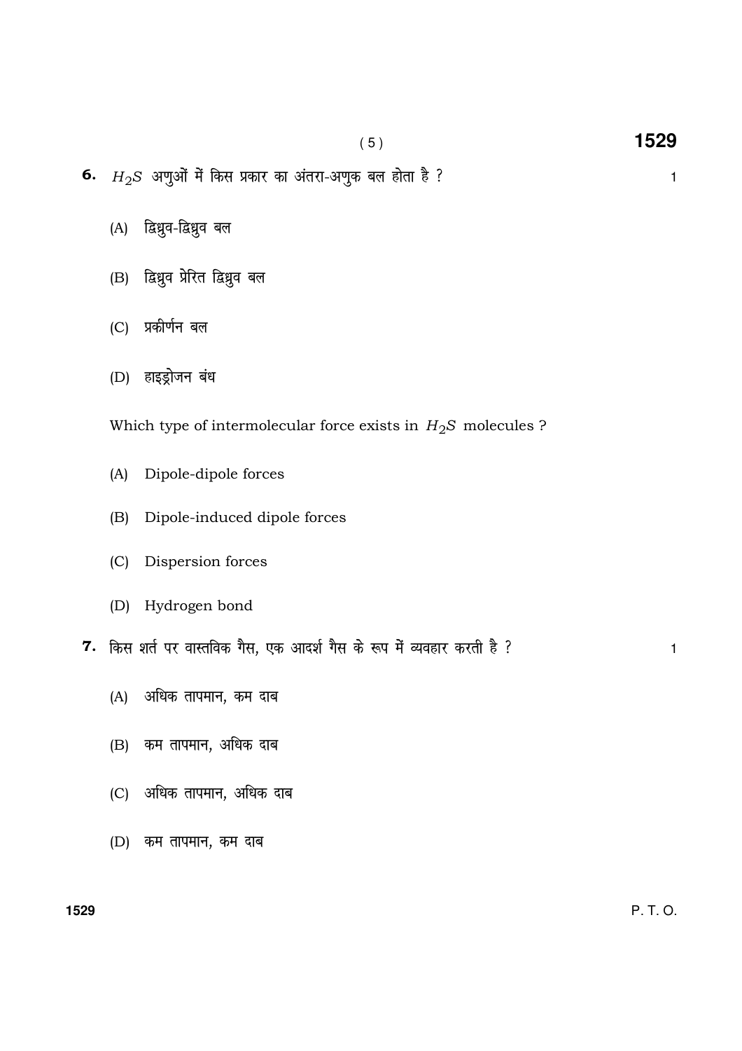**6.** $H_2S$ अणुओं में किस प्रकार का अंतरा-अणुक बल होता है ? 1

(A) द्विध्रुव-द्विध्रुव बल

(B) द्विध्रुव प्रेरित द्विध्रुव बल

(C) प्रकीर्णन बल

(D) हाइड्रोजन बंध

Which type of intermolecular force exists in $H_2S$ molecules ?

(A) Dipole-dipole forces

(B) Dipole-induced dipole forces

(C) Dispersion forces

(D) Hydrogen bond

**7.** किस शर्त पर वास्तविक गैस, एक आदर्श गैस के रूप में व्यवहार करती है ? 1

(A) अधिक तापमान, कम दाब

(B) कम तापमान, अधिक दाब

(C) अधिक तापमान, अधिक दाब

(D) कम तापमान, कम दाब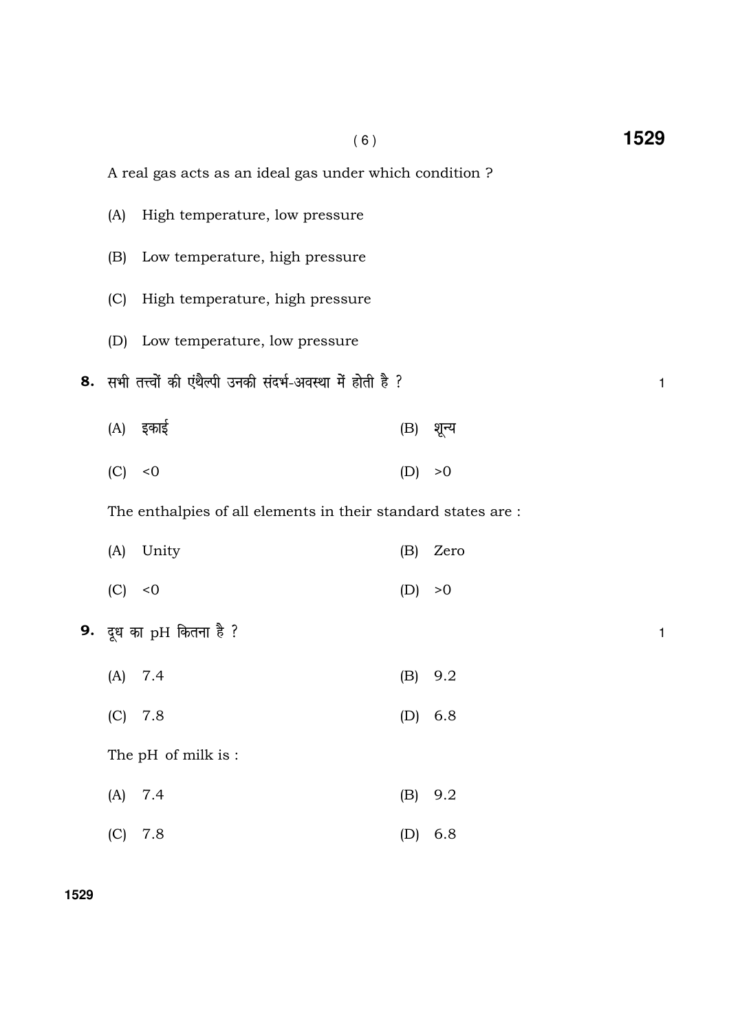A real gas acts as an ideal gas under which condition ?

(A) High temperature, low pressure

(B) Low temperature, high pressure

(C) High temperature, high pressure

(D) Low temperature, low pressure

**8.** सभी तत्त्वों की एंथैल्पी उनकी संदर्भ-अवस्था में होती है ? 1

(A) इकाई (B) शून्य

(C) <0 (D) >0

The enthalpies of all elements in their standard states are :

(A) Unity (B) Zero

(C) <0 (D) >0

**9.** दूध का pH कितना है ? 1

(A) 7.4 (B) 9.2

(C) 7.8 (D) 6.8

The pH of milk is :

(A) 7.4 (B) 9.2

(C) 7.8 (D) 6.8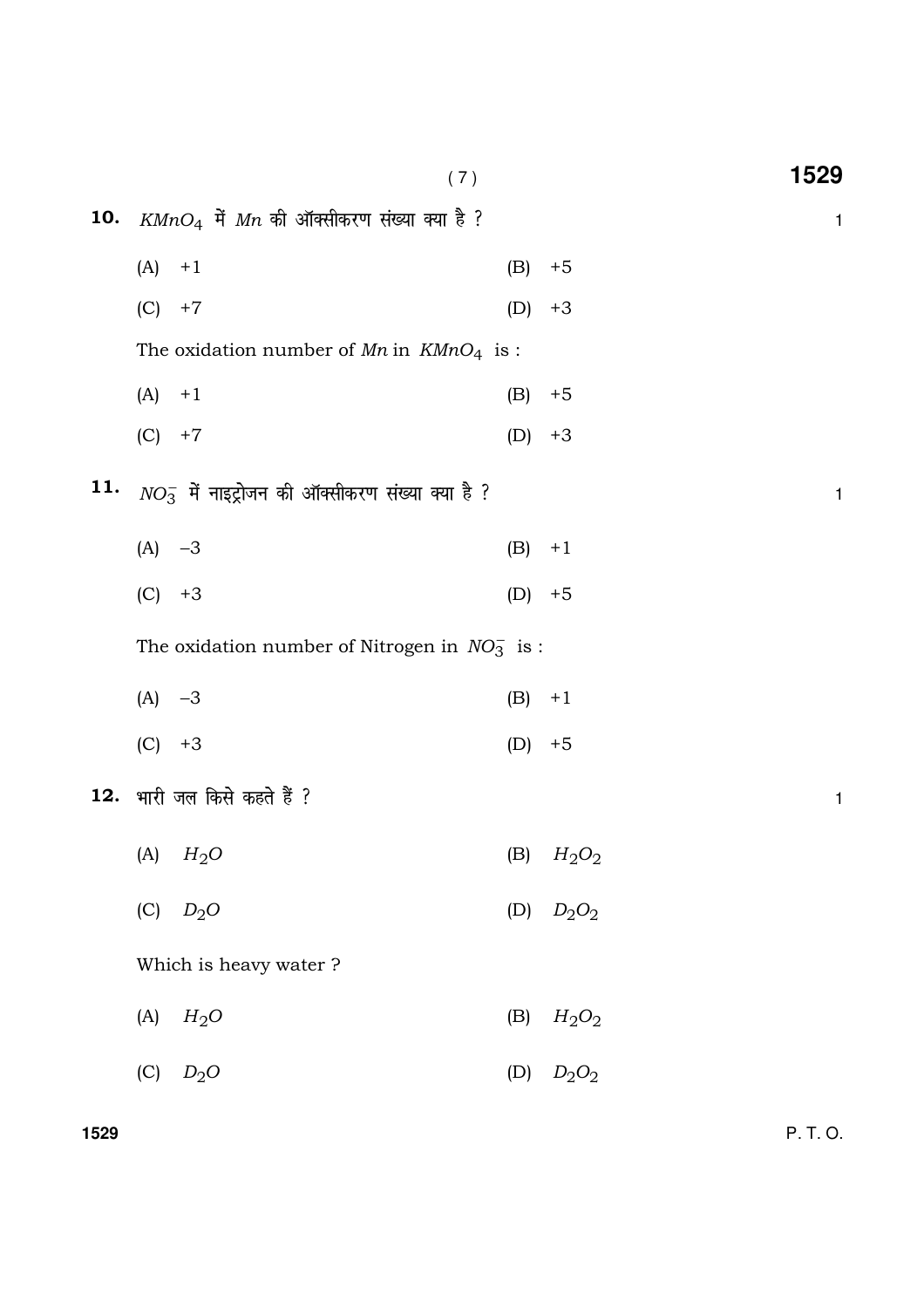**10.** $KMnO_4$ में $Mn$ की ऑक्सीकरण संख्या क्या है ? 1

(A) +1 (B) +5

(C) +7 (D) +3

The oxidation number of $Mn$ in $KMnO_4$ is :

(A) +1 (B) +5

(C) +7 (D) +3

**11.** $NO_3^-$ में नाइट्रोजन की ऑक्सीकरण संख्या क्या है ? 1

(A) –3 (B) +1

(C) +3 (D) +5

The oxidation number of Nitrogen in $NO_3^-$ is :

(A) –3 (B) +1

(C) +3 (D) +5

**12.** भारी जल किसे कहते हैं ? 1

(A) $H_2O$ (B) $H_2O_2$

(C) $D_2O$ (D) $D_2O_2$

Which is heavy water ?

(A) $H_2O$ (B) $H_2O_2$

(C) $D_2O$ (D) $D_2O_2$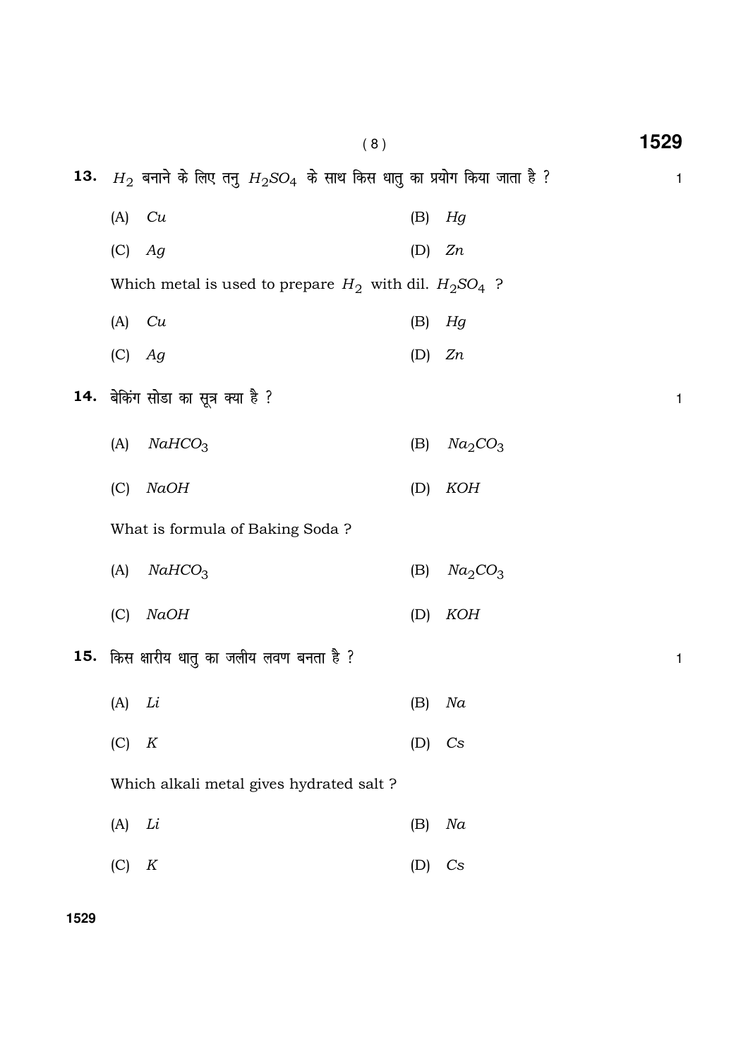**13.** $H_2$ बनाने के लिए तनु $H_2SO_4$ के साथ किस धातु का प्रयोग किया जाता है ? 1

(A) $Cu$ (B) $Hg$

(C) $Ag$ (D) $Zn$

Which metal is used to prepare $H_2$ with dil. $H_2SO_4$ ?

(A) $Cu$ (B) $Hg$

(C) $Ag$ (D) $Zn$

**14.** बेकिंग सोडा का सूत्र क्या है ? 1

(A) $NaHCO_3$ (B) $Na_2CO_3$

(C) $NaOH$ (D) $KOH$

What is formula of Baking Soda ?

(A) $NaHCO_3$ (B) $Na_2CO_3$

(C) $NaOH$ (D) $KOH$

**15.** किस क्षारीय धातु का जलीय लवण बनता है ? 1

(A) $Li$ (B) $Na$

(C) $K$ (D) $Cs$

Which alkali metal gives hydrated salt ?

(A) $Li$ (B) $Na$

(C) $K$ (D) $Cs$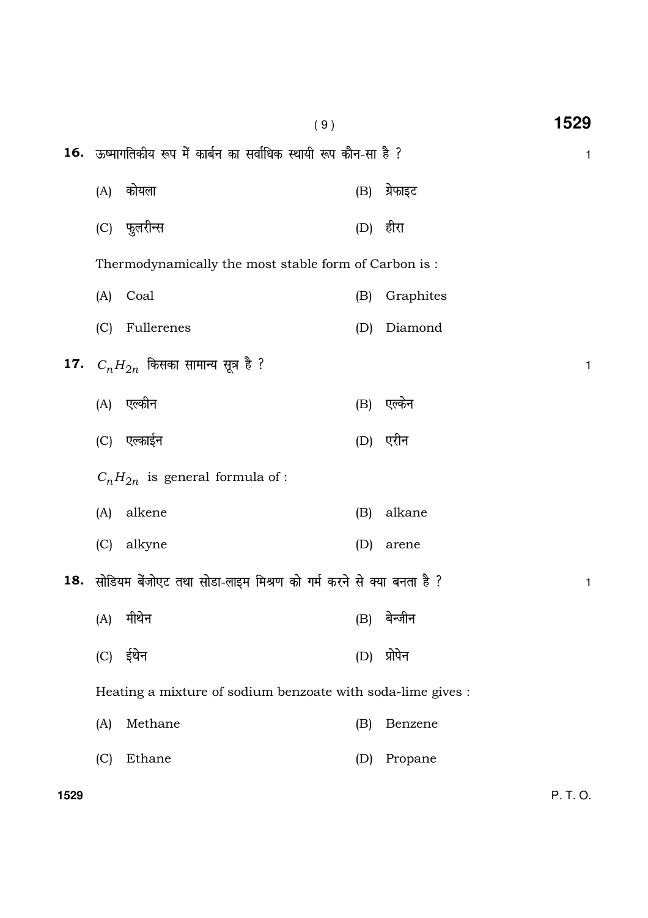**16.** ऊष्मागतिकीय रूप में कार्बन का सर्वाधिक स्थायी रूप कौन-सा है ? 1

(A) कोयला (B) ग्रेफाइट

(C) फुलरीन्स (D) हीरा

Thermodynamically the most stable form of Carbon is :

(A) Coal (B) Graphites

(C) Fullerenes (D) Diamond

**17.** $C_nH_{2n}$ किसका सामान्य सूत्र है ? 1

(A) एल्कीन (B) एल्केन

(C) एल्काईन (D) एरीन

$C_nH_{2n}$ is general formula of :

(A) alkene (B) alkane

(C) alkyne (D) arene

**18.** सोडियम बेंजोएट तथा सोडा-लाइम मिश्रण को गर्म करने से क्या बनता है ? 1

(A) मीथेन (B) बेन्जीन

(C) ईथेन (D) प्रोपेन

Heating a mixture of sodium benzoate with soda-lime gives :

(A) Methane (B) Benzene

(C) Ethane (D) Propane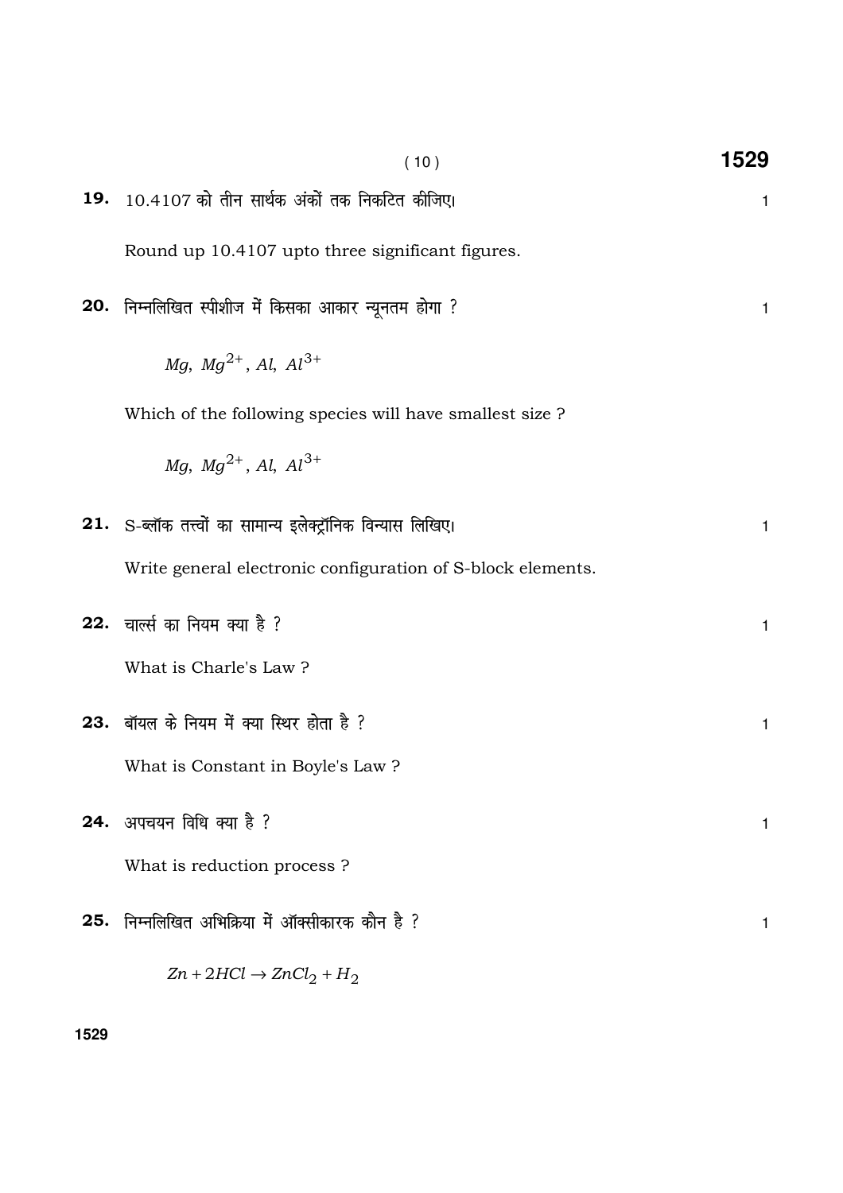**19.** 10.4107 को तीन सार्थक अंकों तक निकटित कीजिए। 1

Round up 10.4107 upto three significant figures.

**20.** निम्नलिखित स्पीशीज में किसका आकार न्यूनतम होगा ? 1

$Mg,\ Mg^{2+},\ Al,\ Al^{3+}$

Which of the following species will have smallest size ?

$Mg,\ Mg^{2+},\ Al,\ Al^{3+}$

**21.** S-ब्लॉक तत्त्वों का सामान्य इलेक्ट्रॉनिक विन्यास लिखिए। 1

Write general electronic configuration of S-block elements.

**22.** चार्ल्स का नियम क्या है ? 1

What is Charle's Law ?

**23.** बॉयल के नियम में क्या स्थिर होता है ? 1

What is Constant in Boyle's Law ?

**24.** अपचयन विधि क्या है ? 1

What is reduction process ?

**25.** निम्नलिखित अभिक्रिया में ऑक्सीकारक कौन है ? 1

$$Zn + 2HCl \rightarrow ZnCl_2 + H_2$$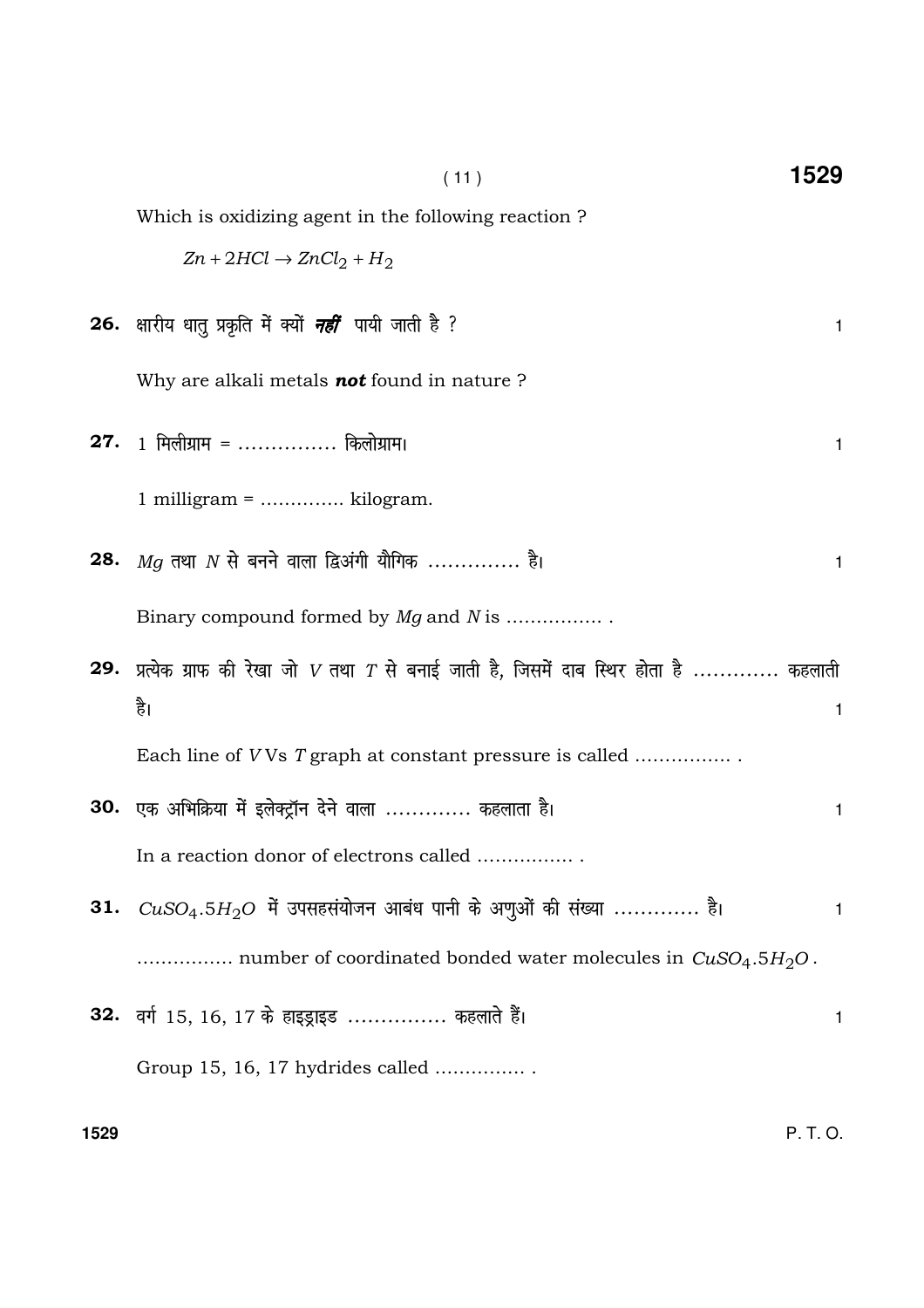Which is oxidizing agent in the following reaction ?

$$Zn + 2HCl \rightarrow ZnCl_2 + H_2$$

**26.** क्षारीय धातु प्रकृति में क्यों ***नहीं*** पायी जाती है ? 1

Why are alkali metals ***not*** found in nature ?

**27.** 1 मिलीग्राम = ............... किलोग्राम। 1

1 milligram = .............. kilogram.

**28.** $Mg$ तथा $N$ से बनने वाला द्विअंगी यौगिक .............. है। 1

Binary compound formed by $Mg$ and $N$ is ................ .

**29.** प्रत्येक ग्राफ की रेखा जो $V$ तथा $T$ से बनाई जाती है, जिसमें दाब स्थिर होता है ............. कहलाती है। 1

Each line of $V$ Vs $T$ graph at constant pressure is called ................ .

**30.** एक अभिक्रिया में इलेक्ट्रॉन देने वाला ............. कहलाता है। 1

In a reaction donor of electrons called ................ .

**31.** $CuSO_4.5H_2O$ में उपसहसंयोजन आबंध पानी के अणुओं की संख्या ............. है। 1

................ number of coordinated bonded water molecules in $CuSO_4.5H_2O$ .

**32.** वर्ग 15, 16, 17 के हाइड्राइड ............... कहलाते हैं। 1

Group 15, 16, 17 hydrides called ............... .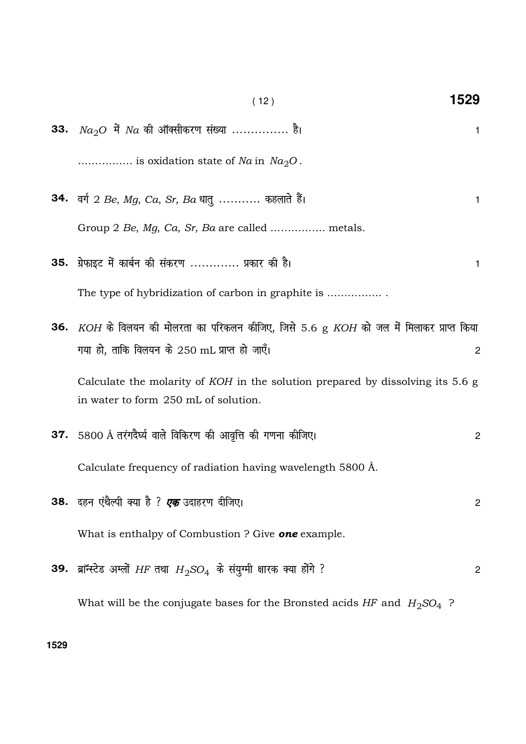**33.** $Na_2O$ में $Na$ की ऑक्सीकरण संख्या …………… है। 1

…………… is oxidation state of $Na$ in $Na_2O$.

**34.** वर्ग 2 $Be$, $Mg$, $Ca$, $Sr$, $Ba$ धातु ……….. कहलाते हैं। 1

Group 2 $Be$, $Mg$, $Ca$, $Sr$, $Ba$ are called ……………. metals.

**35.** ग्रेफाइट में कार्बन की संकरण …………. प्रकार की है। 1

The type of hybridization of carbon in graphite is ……………. .

**36.** $KOH$ के विलयन की मोलरता का परिकलन कीजिए, जिसे 5.6 g $KOH$ को जल में मिलाकर प्राप्त किया गया हो, ताकि विलयन के 250 mL प्राप्त हो जाएँ। 2

Calculate the molarity of $KOH$ in the solution prepared by dissolving its 5.6 g in water to form 250 mL of solution.

**37.** 5800 Å तरंगदैर्ध्य वाले विकिरण की आवृत्ति की गणना कीजिए। 2

Calculate frequency of radiation having wavelength 5800 Å.

**38.** दहन एंथैल्पी क्या है ? ***एक*** उदाहरण दीजिए। 2

What is enthalpy of Combustion ? Give ***one*** example.

**39.** ब्रॉन्स्टेड अम्लों $HF$ तथा $H_2SO_4$ के संयुग्मी क्षारक क्या होंगे ? 2

What will be the conjugate bases for the Bronsted acids $HF$ and $H_2SO_4$ ?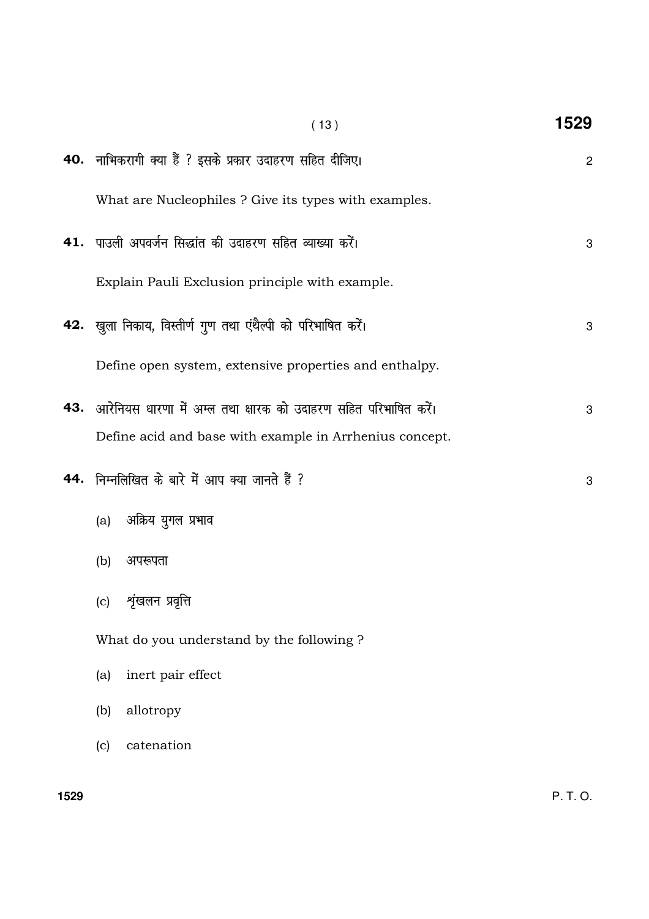**40.** नाभिकरागी क्या हैं ? इसके प्रकार उदाहरण सहित दीजिए। 2

What are Nucleophiles ? Give its types with examples.

**41.** पाउली अपवर्जन सिद्धांत की उदाहरण सहित व्याख्या करें। 3

Explain Pauli Exclusion principle with example.

**42.** खुला निकाय, विस्तीर्ण गुण तथा एंथैल्पी को परिभाषित करें। 3

Define open system, extensive properties and enthalpy.

**43.** आरेनियस धारणा में अम्ल तथा क्षारक को उदाहरण सहित परिभाषित करें। 3

Define acid and base with example in Arrhenius concept.

**44.** निम्नलिखित के बारे में आप क्या जानते हैं ? 3

(a) अक्रिय युगल प्रभाव

(b) अपरूपता

(c) शृंखलन प्रवृत्ति

What do you understand by the following ?

(a) inert pair effect

(b) allotropy

(c) catenation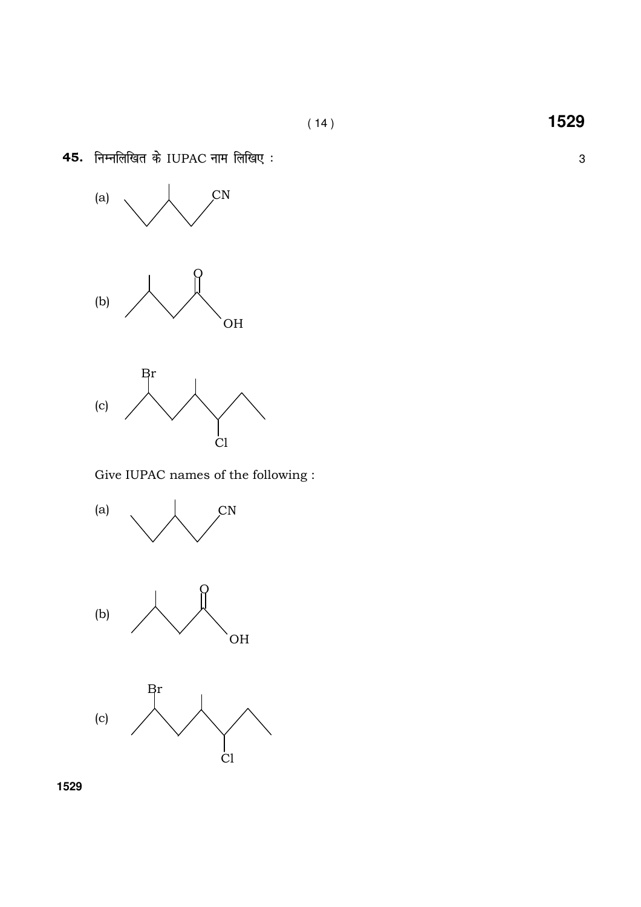**45.** निम्नलिखित के IUPAC नाम लिखिए : 3

(a)

(b)

(c)

Give IUPAC names of the following :

(a)

(b)

(c)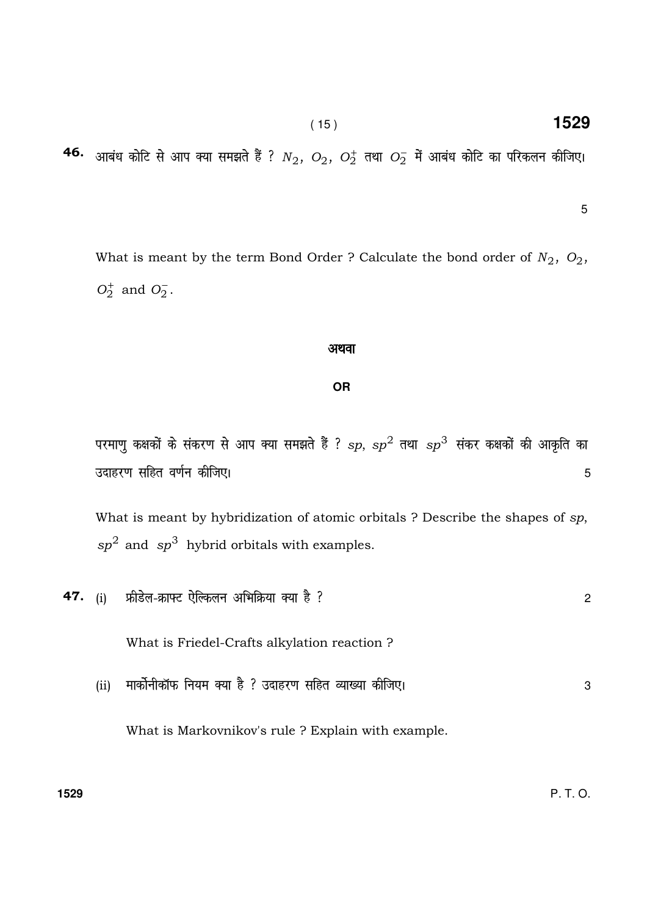**46.** आबंध कोटि से आप क्या समझते हैं ? $N_2$, $O_2$, $O_2^+$ तथा $O_2^-$ में आबंध कोटि का परिकलन कीजिए।

5

What is meant by the term Bond Order ? Calculate the bond order of $N_2$, $O_2$, $O_2^+$ and $O_2^-$.

**अथवा**

**OR**

परमाणु कक्षकों के संकरण से आप क्या समझते हैं ? $sp$, $sp^2$ तथा $sp^3$ संकर कक्षकों की आकृति का उदाहरण सहित वर्णन कीजिए। 5

What is meant by hybridization of atomic orbitals ? Describe the shapes of $sp$, $sp^2$ and $sp^3$ hybrid orbitals with examples.

**47.** (i) फ्रीडेल-क्राफ्ट ऐल्किलन अभिक्रिया क्या है ? 2

What is Friedel-Crafts alkylation reaction ?

(ii) मार्कोनीकॉफ नियम क्या है ? उदाहरण सहित व्याख्या कीजिए। 3

What is Markovnikov's rule ? Explain with example.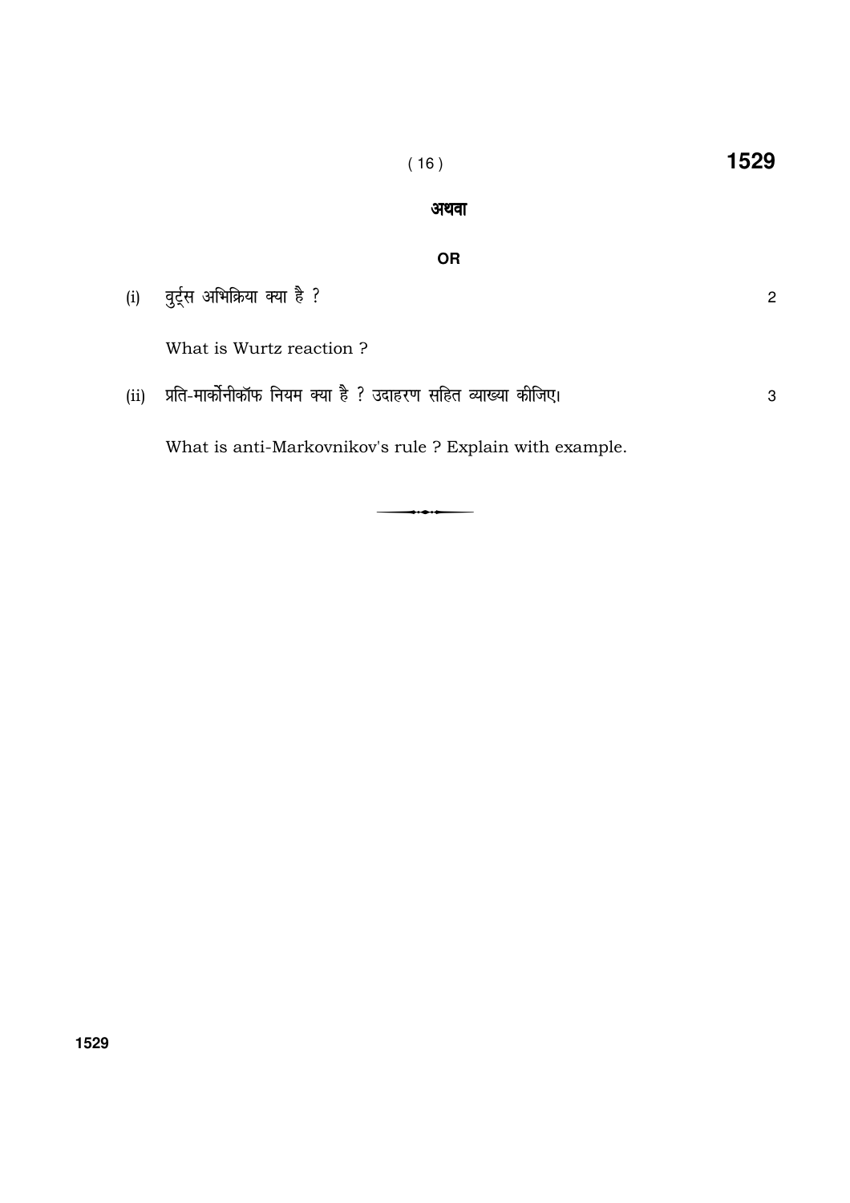**अथवा**

**OR**

(i) वुर्ट्स अभिक्रिया क्या है ? 2

What is Wurtz reaction ?

(ii) प्रति-मार्कोनीकॉफ नियम क्या है ? उदाहरण सहित व्याख्या कीजिए। 3

What is anti-Markovnikov's rule ? Explain with example.